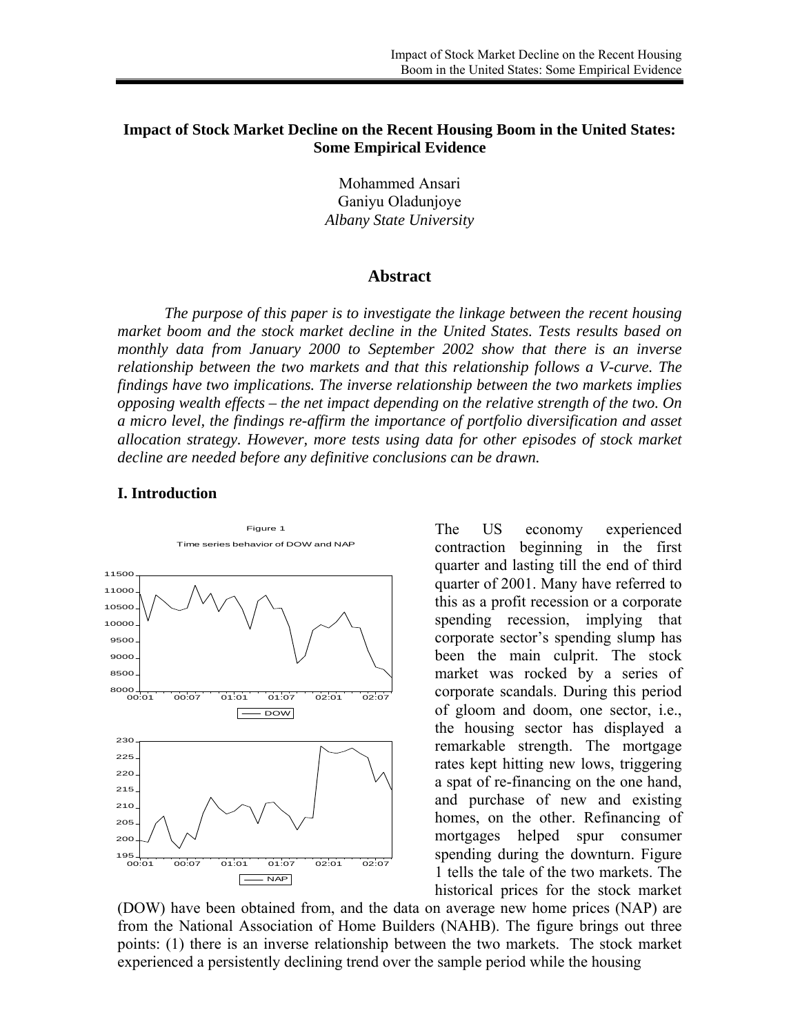# Impact of Stock Market Decline on the Recent Housing Boom in the United States: Some Empirical Evidence

Mohammed Ansari
Ganiyu Oladunjoye
*Albany State University*

## Abstract

*The purpose of this paper is to investigate the linkage between the recent housing market boom and the stock market decline in the United States. Tests results based on monthly data from January 2000 to September 2002 show that there is an inverse relationship between the two markets and that this relationship follows a V-curve. The findings have two implications. The inverse relationship between the two markets implies opposing wealth effects – the net impact depending on the relative strength of the two. On a micro level, the findings re-affirm the importance of portfolio diversification and asset allocation strategy. However, more tests using data for other episodes of stock market decline are needed before any definitive conclusions can be drawn.*

## I. Introduction

Figure 1

Time series behavior of DOW and NAP

The US economy experienced contraction beginning in the first quarter and lasting till the end of third quarter of 2001. Many have referred to this as a profit recession or a corporate spending recession, implying that corporate sector's spending slump has been the main culprit. The stock market was rocked by a series of corporate scandals. During this period of gloom and doom, one sector, i.e., the housing sector has displayed a remarkable strength. The mortgage rates kept hitting new lows, triggering a spat of re-financing on the one hand, and purchase of new and existing homes, on the other. Refinancing of mortgages helped spur consumer spending during the downturn. Figure 1 tells the tale of the two markets. The historical prices for the stock market (DOW) have been obtained from, and the data on average new home prices (NAP) are from the National Association of Home Builders (NAHB). The figure brings out three points: (1) there is an inverse relationship between the two markets. The stock market experienced a persistently declining trend over the sample period while the housing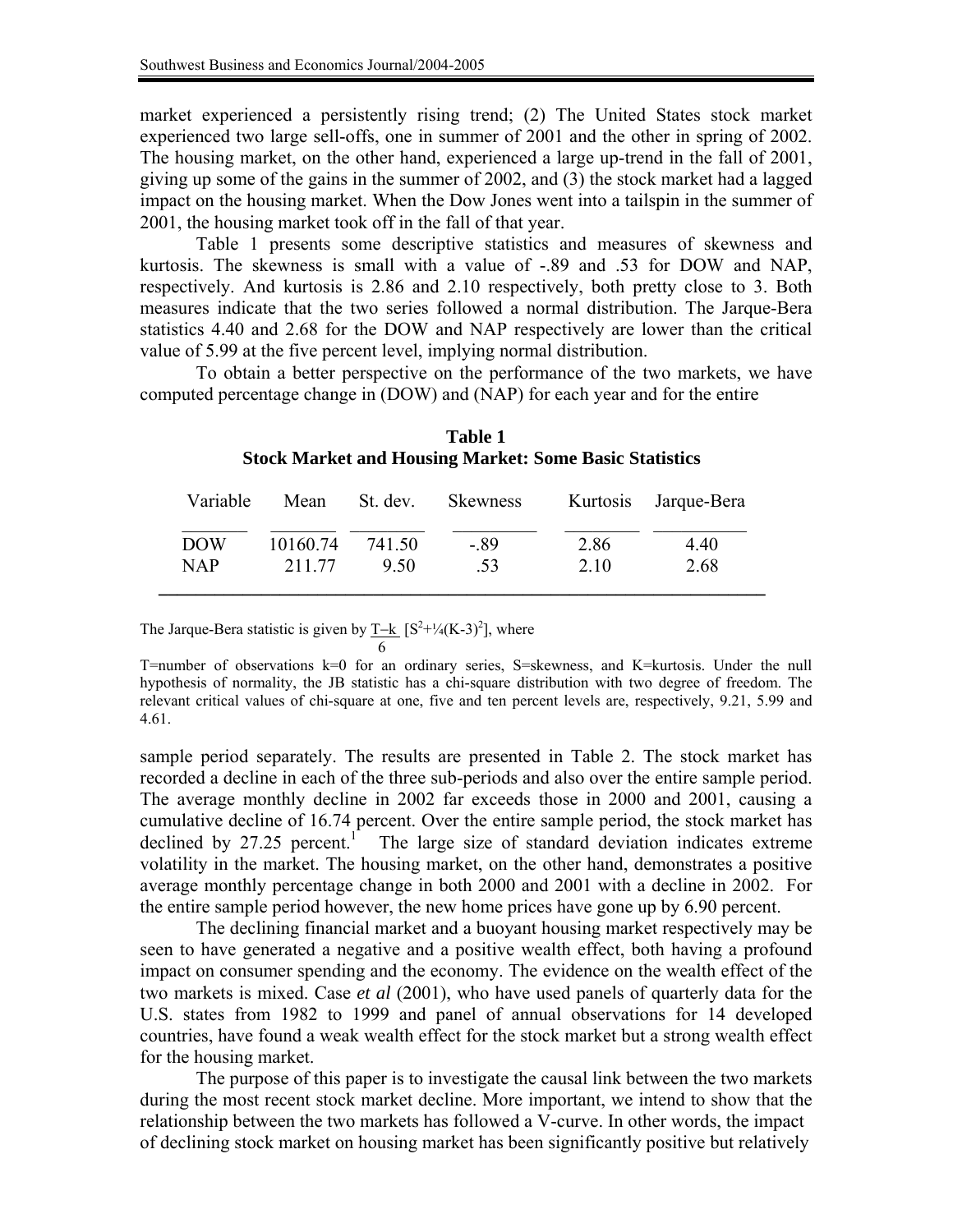market experienced a persistently rising trend; (2) The United States stock market experienced two large sell-offs, one in summer of 2001 and the other in spring of 2002. The housing market, on the other hand, experienced a large up-trend in the fall of 2001, giving up some of the gains in the summer of 2002, and (3) the stock market had a lagged impact on the housing market. When the Dow Jones went into a tailspin in the summer of 2001, the housing market took off in the fall of that year.

Table 1 presents some descriptive statistics and measures of skewness and kurtosis. The skewness is small with a value of -.89 and .53 for DOW and NAP, respectively. And kurtosis is 2.86 and 2.10 respectively, both pretty close to 3. Both measures indicate that the two series followed a normal distribution. The Jarque-Bera statistics 4.40 and 2.68 for the DOW and NAP respectively are lower than the critical value of 5.99 at the five percent level, implying normal distribution.

To obtain a better perspective on the performance of the two markets, we have computed percentage change in (DOW) and (NAP) for each year and for the entire sample period separately. The results are presented in Table 2. The stock market has recorded a decline in each of the three sub-periods and also over the entire sample period. The average monthly decline in 2002 far exceeds those in 2000 and 2001, causing a cumulative decline of 16.74 percent. Over the entire sample period, the stock market has declined by 27.25 percent.[1] The large size of standard deviation indicates extreme volatility in the market. The housing market, on the other hand, demonstrates a positive average monthly percentage change in both 2000 and 2001 with a decline in 2002. For the entire sample period however, the new home prices have gone up by 6.90 percent.

**Table 1**
**Stock Market and Housing Market: Some Basic Statistics**

| Variable | Mean | St. dev. | Skewness | Kurtosis | Jarque-Bera |
|---|---|---|---|---|---|
| DOW | 10160.74 | 741.50 | -.89 | 2.86 | 4.40 |
| NAP | 211.77 | 9.50 | .53 | 2.10 | 2.68 |

The Jarque-Bera statistic is given by $\frac{T-k}{6}[S^2+\frac{1}{4}(K-3)^2]$, where T=number of observations k=0 for an ordinary series, S=skewness, and K=kurtosis. Under the null hypothesis of normality, the JB statistic has a chi-square distribution with two degree of freedom. The relevant critical values of chi-square at one, five and ten percent levels are, respectively, 9.21, 5.99 and 4.61.

The declining financial market and a buoyant housing market respectively may be seen to have generated a negative and a positive wealth effect, both having a profound impact on consumer spending and the economy. The evidence on the wealth effect of the two markets is mixed. Case *et al* (2001), who have used panels of quarterly data for the U.S. states from 1982 to 1999 and panel of annual observations for 14 developed countries, have found a weak wealth effect for the stock market but a strong wealth effect for the housing market.

The purpose of this paper is to investigate the causal link between the two markets during the most recent stock market decline. More important, we intend to show that the relationship between the two markets has followed a V-curve. In other words, the impact of declining stock market on housing market has been significantly positive but relatively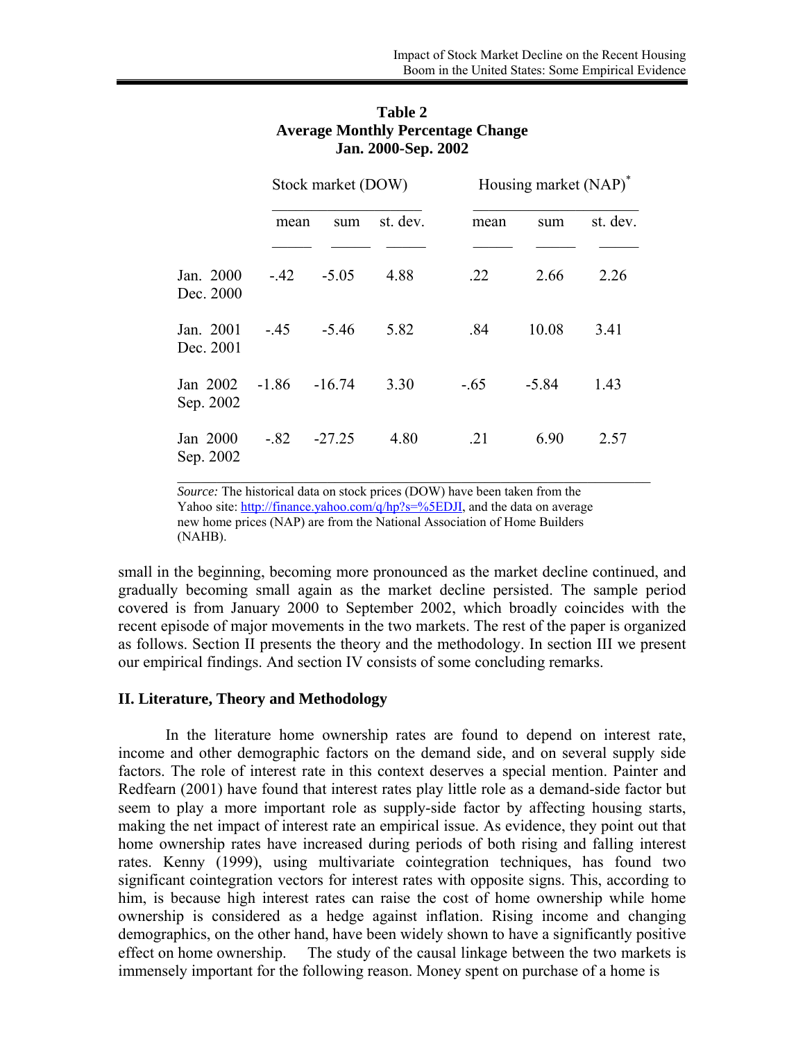**Table 2**
**Average Monthly Percentage Change**
**Jan. 2000-Sep. 2002**

| | Stock market (DOW) | | | Housing market (NAP)* | | |
|---|---|---|---|---|---|---|
| | mean | sum | st. dev. | mean | sum | st. dev. |
| Jan. 2000 Dec. 2000 | -.42 | -5.05 | 4.88 | .22 | 2.66 | 2.26 |
| Jan. 2001 Dec. 2001 | -.45 | -5.46 | 5.82 | .84 | 10.08 | 3.41 |
| Jan 2002 Sep. 2002 | -1.86 | -16.74 | 3.30 | -.65 | -5.84 | 1.43 |
| Jan 2000 Sep. 2002 | -.82 | -27.25 | 4.80 | .21 | 6.90 | 2.57 |

*Source:* The historical data on stock prices (DOW) have been taken from the Yahoo site: http://finance.yahoo.com/q/hp?s=%5EDJI, and the data on average new home prices (NAP) are from the National Association of Home Builders (NAHB).

small in the beginning, becoming more pronounced as the market decline continued, and gradually becoming small again as the market decline persisted. The sample period covered is from January 2000 to September 2002, which broadly coincides with the recent episode of major movements in the two markets. The rest of the paper is organized as follows. Section II presents the theory and the methodology. In section III we present our empirical findings. And section IV consists of some concluding remarks.

## II. Literature, Theory and Methodology

In the literature home ownership rates are found to depend on interest rate, income and other demographic factors on the demand side, and on several supply side factors. The role of interest rate in this context deserves a special mention. Painter and Redfearn (2001) have found that interest rates play little role as a demand-side factor but seem to play a more important role as supply-side factor by affecting housing starts, making the net impact of interest rate an empirical issue. As evidence, they point out that home ownership rates have increased during periods of both rising and falling interest rates. Kenny (1999), using multivariate cointegration techniques, has found two significant cointegration vectors for interest rates with opposite signs. This, according to him, is because high interest rates can raise the cost of home ownership while home ownership is considered as a hedge against inflation. Rising income and changing demographics, on the other hand, have been widely shown to have a significantly positive effect on home ownership. The study of the causal linkage between the two markets is immensely important for the following reason. Money spent on purchase of a home is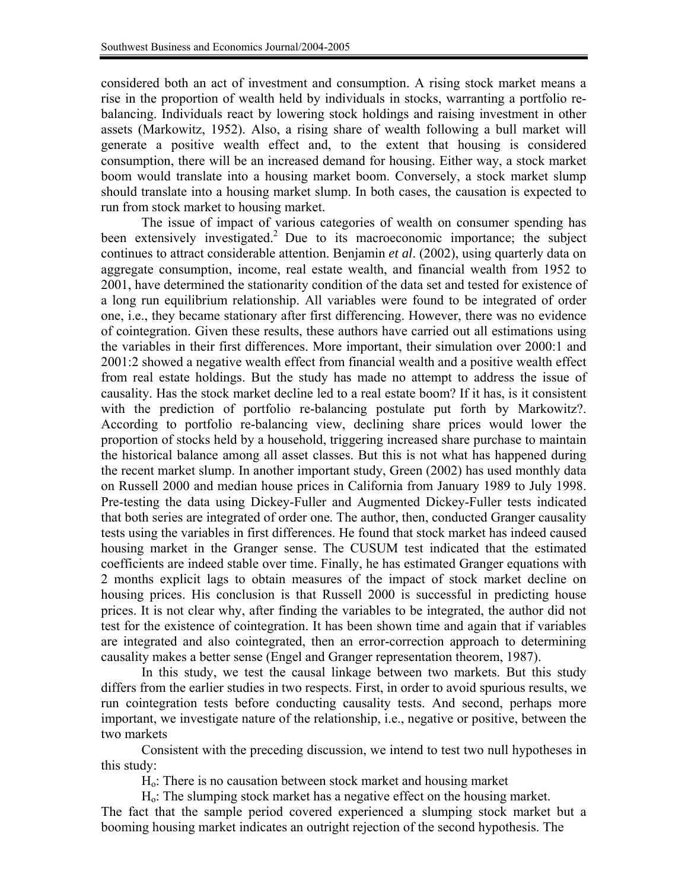considered both an act of investment and consumption. A rising stock market means a rise in the proportion of wealth held by individuals in stocks, warranting a portfolio re-balancing. Individuals react by lowering stock holdings and raising investment in other assets (Markowitz, 1952). Also, a rising share of wealth following a bull market will generate a positive wealth effect and, to the extent that housing is considered consumption, there will be an increased demand for housing. Either way, a stock market boom would translate into a housing market boom. Conversely, a stock market slump should translate into a housing market slump. In both cases, the causation is expected to run from stock market to housing market.

The issue of impact of various categories of wealth on consumer spending has been extensively investigated.[2] Due to its macroeconomic importance; the subject continues to attract considerable attention. Benjamin *et al*. (2002), using quarterly data on aggregate consumption, income, real estate wealth, and financial wealth from 1952 to 2001, have determined the stationarity condition of the data set and tested for existence of a long run equilibrium relationship. All variables were found to be integrated of order one, i.e., they became stationary after first differencing. However, there was no evidence of cointegration. Given these results, these authors have carried out all estimations using the variables in their first differences. More important, their simulation over 2000:1 and 2001:2 showed a negative wealth effect from financial wealth and a positive wealth effect from real estate holdings. But the study has made no attempt to address the issue of causality. Has the stock market decline led to a real estate boom? If it has, is it consistent with the prediction of portfolio re-balancing postulate put forth by Markowitz?. According to portfolio re-balancing view, declining share prices would lower the proportion of stocks held by a household, triggering increased share purchase to maintain the historical balance among all asset classes. But this is not what has happened during the recent market slump. In another important study, Green (2002) has used monthly data on Russell 2000 and median house prices in California from January 1989 to July 1998. Pre-testing the data using Dickey-Fuller and Augmented Dickey-Fuller tests indicated that both series are integrated of order one. The author, then, conducted Granger causality tests using the variables in first differences. He found that stock market has indeed caused housing market in the Granger sense. The CUSUM test indicated that the estimated coefficients are indeed stable over time. Finally, he has estimated Granger equations with 2 months explicit lags to obtain measures of the impact of stock market decline on housing prices. His conclusion is that Russell 2000 is successful in predicting house prices. It is not clear why, after finding the variables to be integrated, the author did not test for the existence of cointegration. It has been shown time and again that if variables are integrated and also cointegrated, then an error-correction approach to determining causality makes a better sense (Engel and Granger representation theorem, 1987).

In this study, we test the causal linkage between two markets. But this study differs from the earlier studies in two respects. First, in order to avoid spurious results, we run cointegration tests before conducting causality tests. And second, perhaps more important, we investigate nature of the relationship, i.e., negative or positive, between the two markets

Consistent with the preceding discussion, we intend to test two null hypotheses in this study:

$H_o$: There is no causation between stock market and housing market

$H_o$: The slumping stock market has a negative effect on the housing market.

The fact that the sample period covered experienced a slumping stock market but a booming housing market indicates an outright rejection of the second hypothesis. The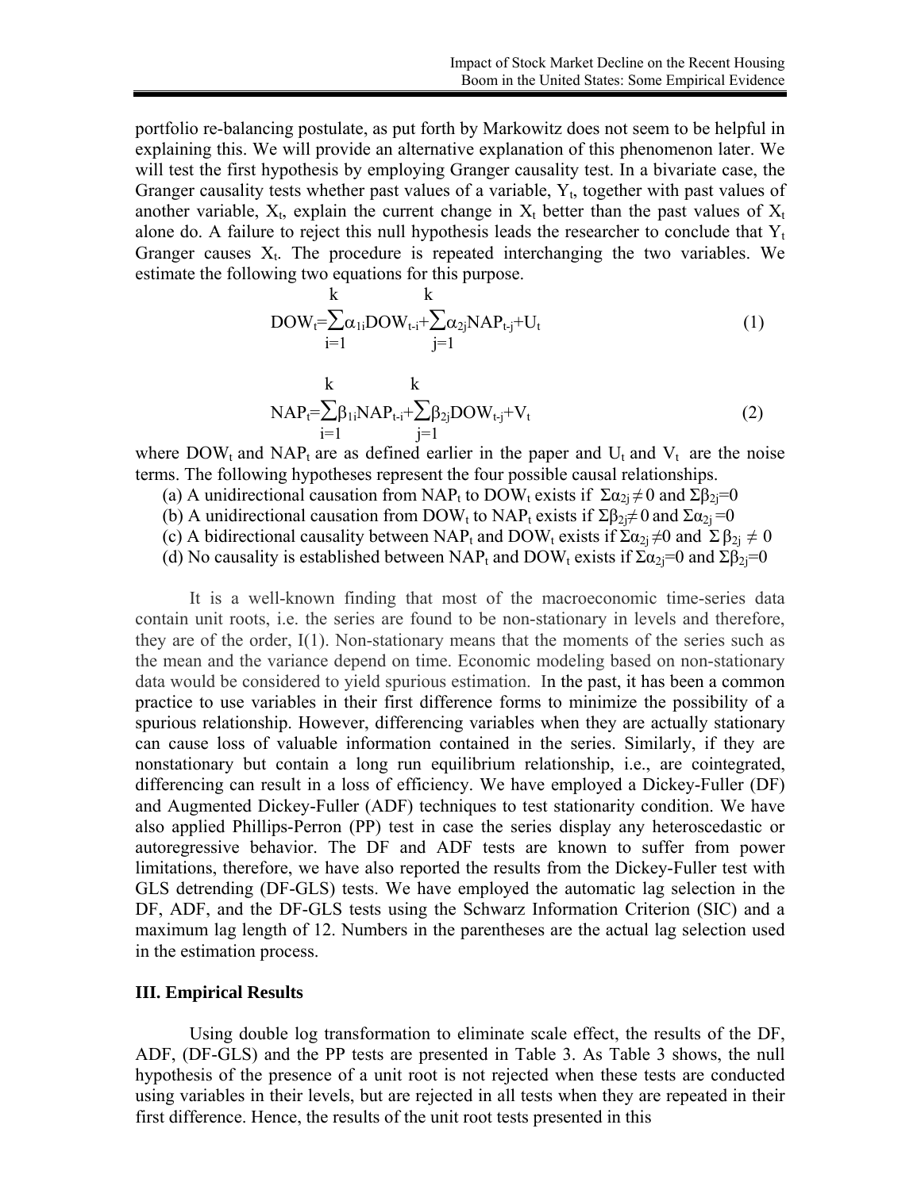portfolio re-balancing postulate, as put forth by Markowitz does not seem to be helpful in explaining this. We will provide an alternative explanation of this phenomenon later. We will test the first hypothesis by employing Granger causality test. In a bivariate case, the Granger causality tests whether past values of a variable, $Y_t$, together with past values of another variable, $X_t$, explain the current change in $X_t$ better than the past values of $X_t$ alone do. A failure to reject this null hypothesis leads the researcher to conclude that $Y_t$ Granger causes $X_t$. The procedure is repeated interchanging the two variables. We estimate the following two equations for this purpose.

$$DOW_t=\sum_{i=1}^{k}\alpha_{1i}DOW_{t-i}+\sum_{j=1}^{k}\alpha_{2j}NAP_{t-j}+U_t \tag{1}$$

$$NAP_t=\sum_{i=1}^{k}\beta_{1i}NAP_{t-i}+\sum_{j=1}^{k}\beta_{2j}DOW_{t-j}+V_t \tag{2}$$

where $DOW_t$ and $NAP_t$ are as defined earlier in the paper and $U_t$ and $V_t$ are the noise terms. The following hypotheses represent the four possible causal relationships.

(a) A unidirectional causation from $NAP_t$ to $DOW_t$ exists if $\Sigma\alpha_{2j} \neq 0$ and $\Sigma\beta_{2j}=0$

(b) A unidirectional causation from $DOW_t$ to $NAP_t$ exists if $\Sigma\beta_{2j}\neq 0$ and $\Sigma\alpha_{2j} =0$

(c) A bidirectional causality between $NAP_t$ and $DOW_t$ exists if $\Sigma\alpha_{2j} \neq 0$ and $\Sigma\beta_{2j} \neq 0$

(d) No causality is established between $NAP_t$ and $DOW_t$ exists if $\Sigma\alpha_{2j}=0$ and $\Sigma\beta_{2j}=0$

It is a well-known finding that most of the macroeconomic time-series data contain unit roots, i.e. the series are found to be non-stationary in levels and therefore, they are of the order, I(1). Non-stationary means that the moments of the series such as the mean and the variance depend on time. Economic modeling based on non-stationary data would be considered to yield spurious estimation. In the past, it has been a common practice to use variables in their first difference forms to minimize the possibility of a spurious relationship. However, differencing variables when they are actually stationary can cause loss of valuable information contained in the series. Similarly, if they are nonstationary but contain a long run equilibrium relationship, i.e., are cointegrated, differencing can result in a loss of efficiency. We have employed a Dickey-Fuller (DF) and Augmented Dickey-Fuller (ADF) techniques to test stationarity condition. We have also applied Phillips-Perron (PP) test in case the series display any heteroscedastic or autoregressive behavior. The DF and ADF tests are known to suffer from power limitations, therefore, we have also reported the results from the Dickey-Fuller test with GLS detrending (DF-GLS) tests. We have employed the automatic lag selection in the DF, ADF, and the DF-GLS tests using the Schwarz Information Criterion (SIC) and a maximum lag length of 12. Numbers in the parentheses are the actual lag selection used in the estimation process.

## III. Empirical Results

Using double log transformation to eliminate scale effect, the results of the DF, ADF, (DF-GLS) and the PP tests are presented in Table 3. As Table 3 shows, the null hypothesis of the presence of a unit root is not rejected when these tests are conducted using variables in their levels, but are rejected in all tests when they are repeated in their first difference. Hence, the results of the unit root tests presented in this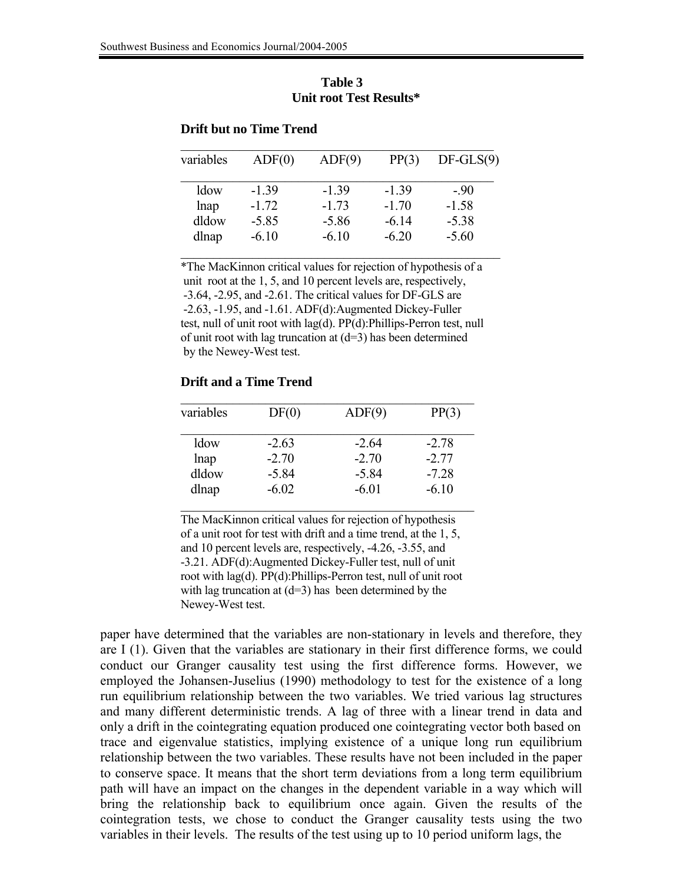**Table 3**
**Unit root Test Results***

**Drift but no Time Trend**

| variables | ADF(0) | ADF(9) | PP(3) | DF-GLS(9) |
|---|---|---|---|---|
| ldow | -1.39 | -1.39 | -1.39 | -.90 |
| lnap | -1.72 | -1.73 | -1.70 | -1.58 |
| dldow | -5.85 | -5.86 | -6.14 | -5.38 |
| dlnap | -6.10 | -6.10 | -6.20 | -5.60 |

*The MacKinnon critical values for rejection of hypothesis of a unit root at the 1, 5, and 10 percent levels are, respectively, -3.64, -2.95, and -2.61. The critical values for DF-GLS are -2.63, -1.95, and -1.61. ADF(d):Augmented Dickey-Fuller test, null of unit root with lag(d). PP(d):Phillips-Perron test, null of unit root with lag truncation at (d=3) has been determined by the Newey-West test.

**Drift and a Time Trend**

| variables | DF(0) | ADF(9) | PP(3) |
|---|---|---|---|
| ldow | -2.63 | -2.64 | -2.78 |
| lnap | -2.70 | -2.70 | -2.77 |
| dldow | -5.84 | -5.84 | -7.28 |
| dlnap | -6.02 | -6.01 | -6.10 |

The MacKinnon critical values for rejection of hypothesis of a unit root for test with drift and a time trend, at the 1, 5, and 10 percent levels are, respectively, -4.26, -3.55, and -3.21. ADF(d):Augmented Dickey-Fuller test, null of unit root with lag(d). PP(d):Phillips-Perron test, null of unit root with lag truncation at (d=3) has been determined by the Newey-West test.

paper have determined that the variables are non-stationary in levels and therefore, they are I (1). Given that the variables are stationary in their first difference forms, we could conduct our Granger causality test using the first difference forms. However, we employed the Johansen-Juselius (1990) methodology to test for the existence of a long run equilibrium relationship between the two variables. We tried various lag structures and many different deterministic trends. A lag of three with a linear trend in data and only a drift in the cointegrating equation produced one cointegrating vector both based on trace and eigenvalue statistics, implying existence of a unique long run equilibrium relationship between the two variables. These results have not been included in the paper to conserve space. It means that the short term deviations from a long term equilibrium path will have an impact on the changes in the dependent variable in a way which will bring the relationship back to equilibrium once again. Given the results of the cointegration tests, we chose to conduct the Granger causality tests using the two variables in their levels. The results of the test using up to 10 period uniform lags, the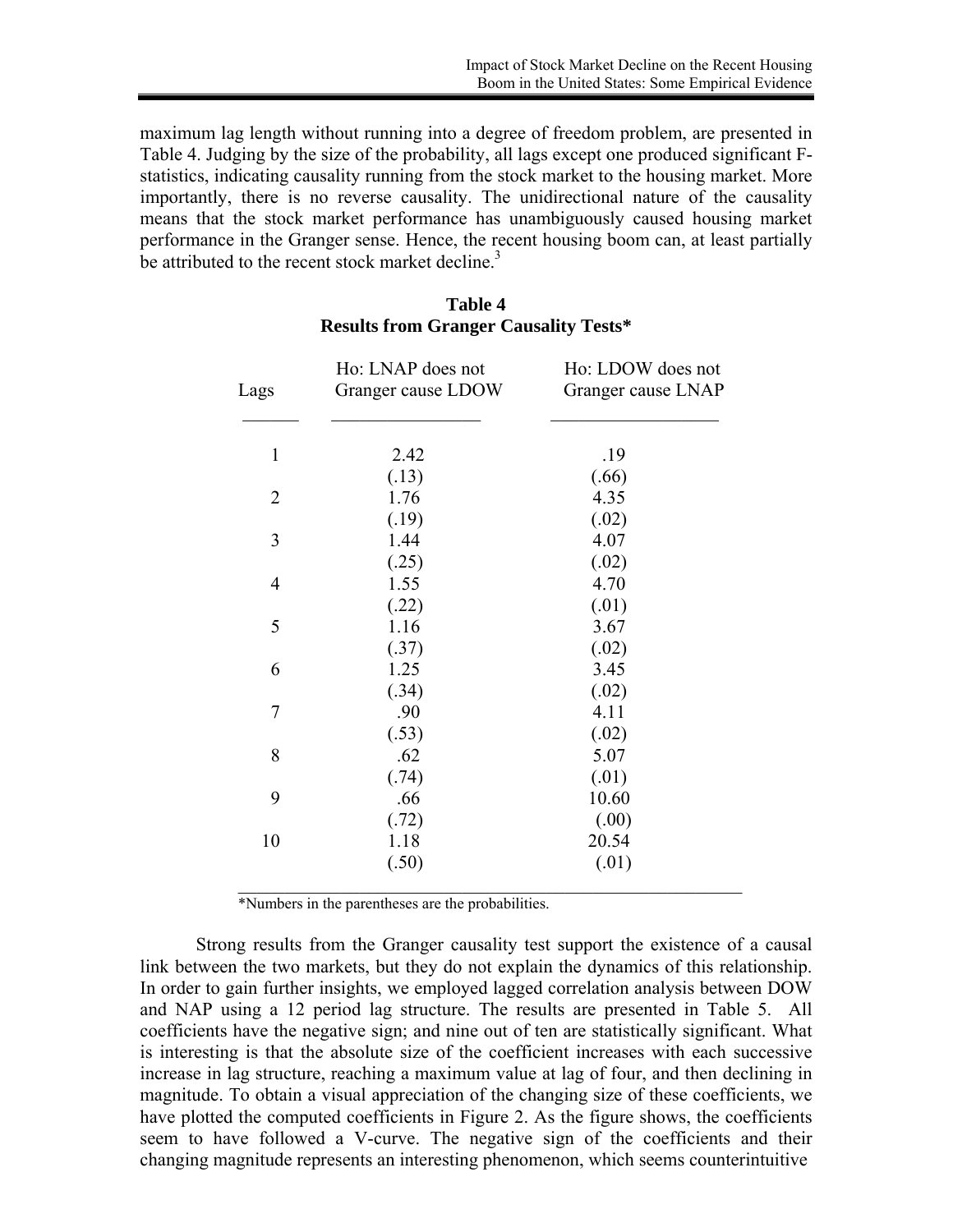maximum lag length without running into a degree of freedom problem, are presented in Table 4. Judging by the size of the probability, all lags except one produced significant F-statistics, indicating causality running from the stock market to the housing market. More importantly, there is no reverse causality. The unidirectional nature of the causality means that the stock market performance has unambiguously caused housing market performance in the Granger sense. Hence, the recent housing boom can, at least partially be attributed to the recent stock market decline.[3]

**Table 4**
**Results from Granger Causality Tests***

| Lags | Ho: LNAP does not Granger cause LDOW | Ho: LDOW does not Granger cause LNAP |
|---|---|---|
| 1 | 2.42 (.13) | .19 (.66) |
| 2 | 1.76 (.19) | 4.35 (.02) |
| 3 | 1.44 (.25) | 4.07 (.02) |
| 4 | 1.55 (.22) | 4.70 (.01) |
| 5 | 1.16 (.37) | 3.67 (.02) |
| 6 | 1.25 (.34) | 3.45 (.02) |
| 7 | .90 (.53) | 4.11 (.02) |
| 8 | .62 (.74) | 5.07 (.01) |
| 9 | .66 (.72) | 10.60 (.00) |
| 10 | 1.18 (.50) | 20.54 (.01) |

*Numbers in the parentheses are the probabilities.

Strong results from the Granger causality test support the existence of a causal link between the two markets, but they do not explain the dynamics of this relationship. In order to gain further insights, we employed lagged correlation analysis between DOW and NAP using a 12 period lag structure. The results are presented in Table 5. All coefficients have the negative sign; and nine out of ten are statistically significant. What is interesting is that the absolute size of the coefficient increases with each successive increase in lag structure, reaching a maximum value at lag of four, and then declining in magnitude. To obtain a visual appreciation of the changing size of these coefficients, we have plotted the computed coefficients in Figure 2. As the figure shows, the coefficients seem to have followed a V-curve. The negative sign of the coefficients and their changing magnitude represents an interesting phenomenon, which seems counterintuitive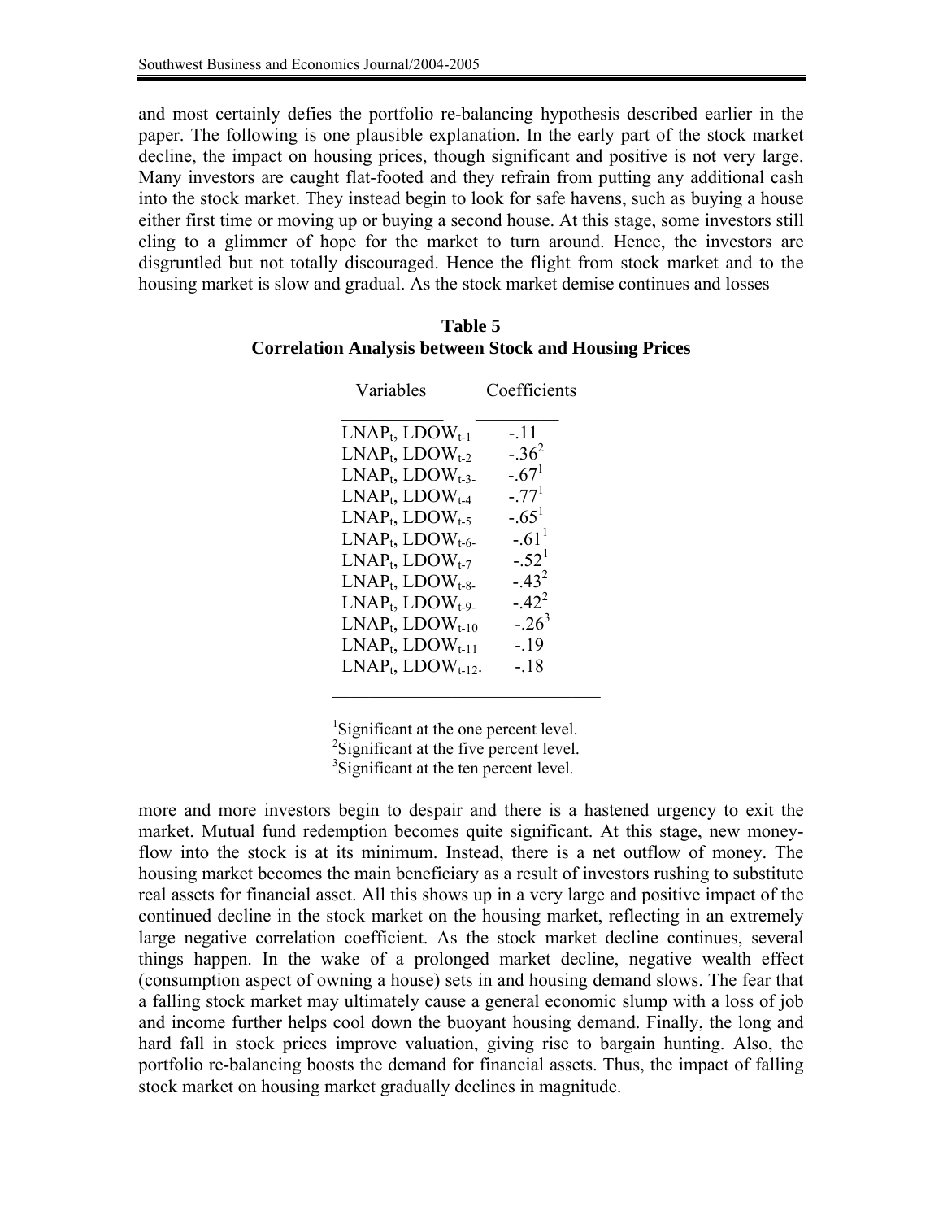and most certainly defies the portfolio re-balancing hypothesis described earlier in the paper. The following is one plausible explanation. In the early part of the stock market decline, the impact on housing prices, though significant and positive is not very large. Many investors are caught flat-footed and they refrain from putting any additional cash into the stock market. They instead begin to look for safe havens, such as buying a house either first time or moving up or buying a second house. At this stage, some investors still cling to a glimmer of hope for the market to turn around. Hence, the investors are disgruntled but not totally discouraged. Hence the flight from stock market and to the housing market is slow and gradual. As the stock market demise continues and losses

**Table 5**
**Correlation Analysis between Stock and Housing Prices**

| Variables | Coefficients |
|---|---|
| $LNAP_t$, $LDOW_{t-1}$ | -.11 |
| $LNAP_t$, $LDOW_{t-2}$ | -.36[2] |
| $LNAP_t$, $LDOW_{t-3}$ | -.67[1] |
| $LNAP_t$, $LDOW_{t-4}$ | -.77[1] |
| $LNAP_t$, $LDOW_{t-5}$ | -.65[1] |
| $LNAP_t$, $LDOW_{t-6}$ | -.61[1] |
| $LNAP_t$, $LDOW_{t-7}$ | -.52[1] |
| $LNAP_t$, $LDOW_{t-8}$ | -.43[2] |
| $LNAP_t$, $LDOW_{t-9}$ | -.42[2] |
| $LNAP_t$, $LDOW_{t-10}$ | -.26[3] |
| $LNAP_t$, $LDOW_{t-11}$ | -.19 |
| $LNAP_t$, $LDOW_{t-12}$. | -.18 |

[1]Significant at the one percent level.
[2]Significant at the five percent level.
[3]Significant at the ten percent level.

more and more investors begin to despair and there is a hastened urgency to exit the market. Mutual fund redemption becomes quite significant. At this stage, new money-flow into the stock is at its minimum. Instead, there is a net outflow of money. The housing market becomes the main beneficiary as a result of investors rushing to substitute real assets for financial asset. All this shows up in a very large and positive impact of the continued decline in the stock market on the housing market, reflecting in an extremely large negative correlation coefficient. As the stock market decline continues, several things happen. In the wake of a prolonged market decline, negative wealth effect (consumption aspect of owning a house) sets in and housing demand slows. The fear that a falling stock market may ultimately cause a general economic slump with a loss of job and income further helps cool down the buoyant housing demand. Finally, the long and hard fall in stock prices improve valuation, giving rise to bargain hunting. Also, the portfolio re-balancing boosts the demand for financial assets. Thus, the impact of falling stock market on housing market gradually declines in magnitude.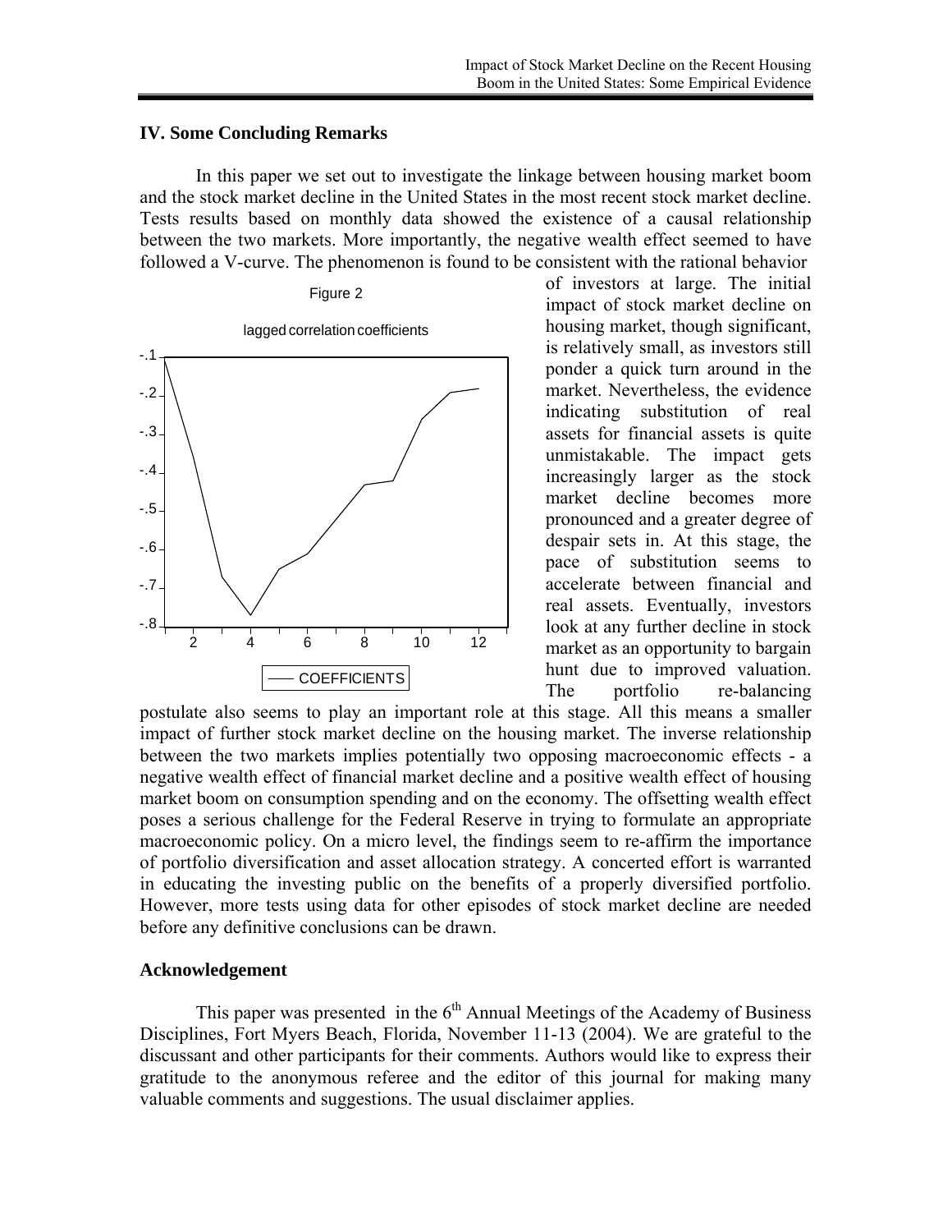## IV. Some Concluding Remarks

In this paper we set out to investigate the linkage between housing market boom and the stock market decline in the United States in the most recent stock market decline. Tests results based on monthly data showed the existence of a causal relationship between the two markets. More importantly, the negative wealth effect seemed to have followed a V-curve. The phenomenon is found to be consistent with the rational behavior of investors at large. The initial impact of stock market decline on housing market, though significant, is relatively small, as investors still ponder a quick turn around in the market. Nevertheless, the evidence indicating substitution of real assets for financial assets is quite unmistakable. The impact gets increasingly larger as the stock market decline becomes more pronounced and a greater degree of despair sets in. At this stage, the pace of substitution seems to accelerate between financial and real assets. Eventually, investors look at any further decline in stock market as an opportunity to bargain hunt due to improved valuation. The portfolio re-balancing postulate also seems to play an important role at this stage. All this means a smaller impact of further stock market decline on the housing market. The inverse relationship between the two markets implies potentially two opposing macroeconomic effects - a negative wealth effect of financial market decline and a positive wealth effect of housing market boom on consumption spending and on the economy. The offsetting wealth effect poses a serious challenge for the Federal Reserve in trying to formulate an appropriate macroeconomic policy. On a micro level, the findings seem to re-affirm the importance of portfolio diversification and asset allocation strategy. A concerted effort is warranted in educating the investing public on the benefits of a properly diversified portfolio. However, more tests using data for other episodes of stock market decline are needed before any definitive conclusions can be drawn.

Figure 2

lagged correlation coefficients

## Acknowledgement

This paper was presented in the 6th Annual Meetings of the Academy of Business Disciplines, Fort Myers Beach, Florida, November 11-13 (2004). We are grateful to the discussant and other participants for their comments. Authors would like to express their gratitude to the anonymous referee and the editor of this journal for making many valuable comments and suggestions. The usual disclaimer applies.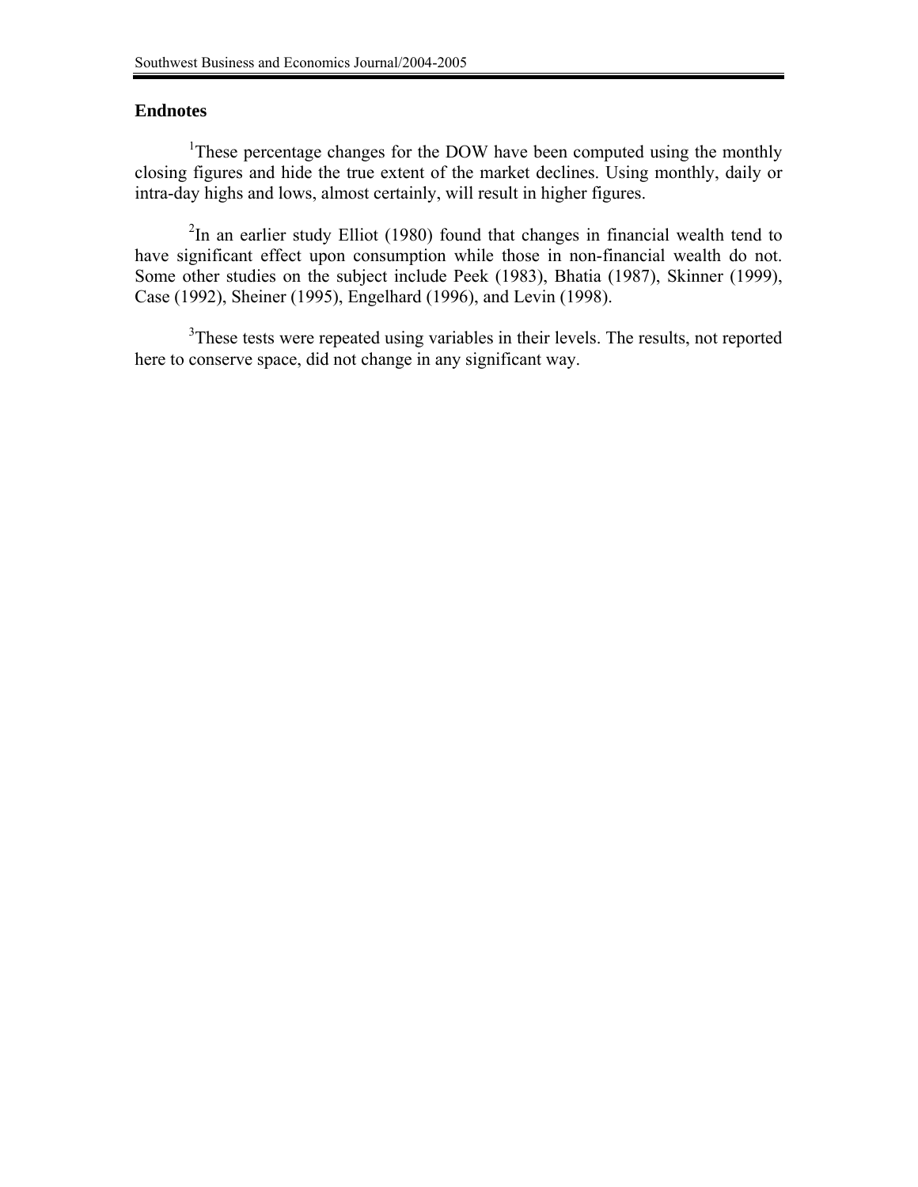## Endnotes

[1]These percentage changes for the DOW have been computed using the monthly closing figures and hide the true extent of the market declines. Using monthly, daily or intra-day highs and lows, almost certainly, will result in higher figures.

[2]In an earlier study Elliot (1980) found that changes in financial wealth tend to have significant effect upon consumption while those in non-financial wealth do not. Some other studies on the subject include Peek (1983), Bhatia (1987), Skinner (1999), Case (1992), Sheiner (1995), Engelhard (1996), and Levin (1998).

[3]These tests were repeated using variables in their levels. The results, not reported here to conserve space, did not change in any significant way.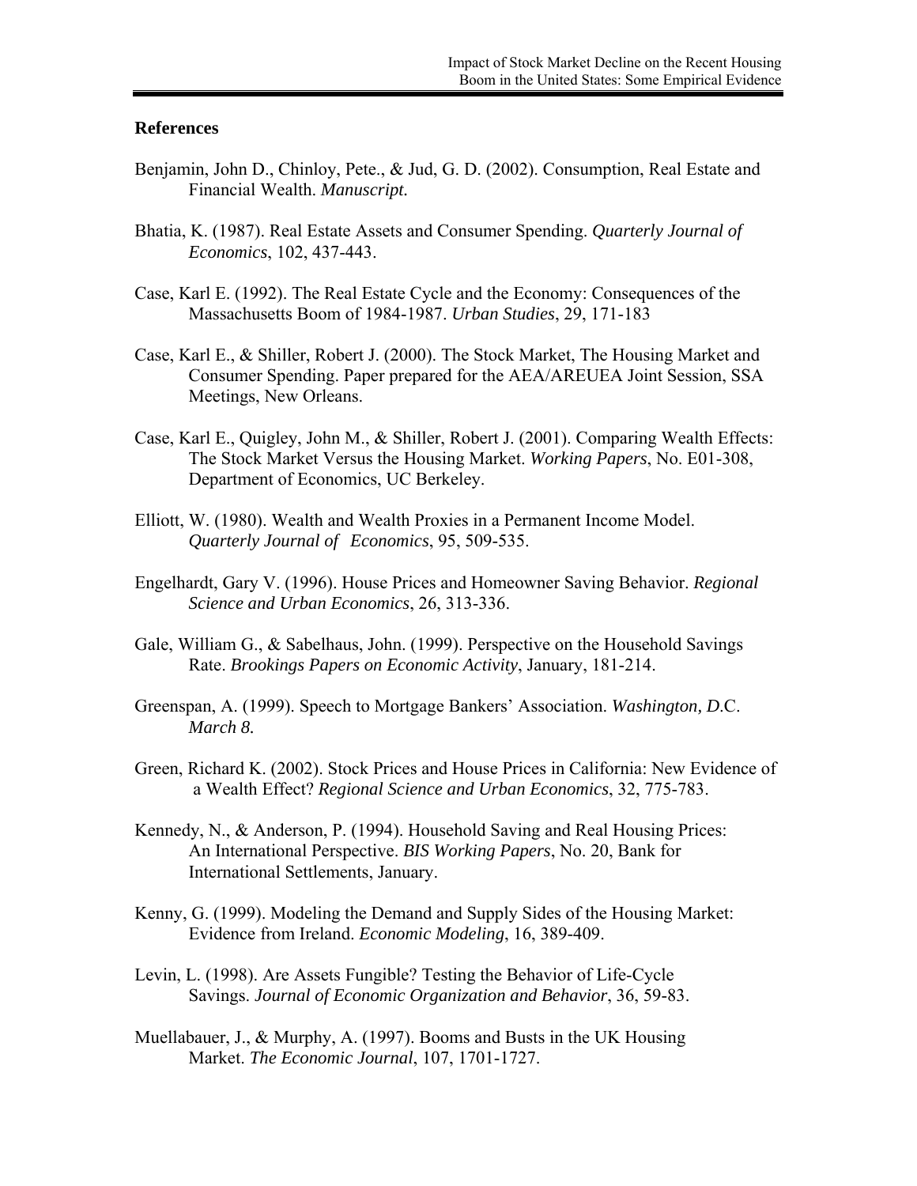## References

Benjamin, John D., Chinloy, Pete., & Jud, G. D. (2002). Consumption, Real Estate and Financial Wealth. *Manuscript.*

Bhatia, K. (1987). Real Estate Assets and Consumer Spending. *Quarterly Journal of Economics*, 102, 437-443.

Case, Karl E. (1992). The Real Estate Cycle and the Economy: Consequences of the Massachusetts Boom of 1984-1987. *Urban Studies*, 29, 171-183

Case, Karl E., & Shiller, Robert J. (2000). The Stock Market, The Housing Market and Consumer Spending. Paper prepared for the AEA/AREUEA Joint Session, SSA Meetings, New Orleans.

Case, Karl E., Quigley, John M., & Shiller, Robert J. (2001). Comparing Wealth Effects: The Stock Market Versus the Housing Market. *Working Papers*, No. E01-308, Department of Economics, UC Berkeley.

Elliott, W. (1980). Wealth and Wealth Proxies in a Permanent Income Model. *Quarterly Journal of Economics*, 95, 509-535.

Engelhardt, Gary V. (1996). House Prices and Homeowner Saving Behavior. *Regional Science and Urban Economics*, 26, 313-336.

Gale, William G., & Sabelhaus, John. (1999). Perspective on the Household Savings Rate. *Brookings Papers on Economic Activity*, January, 181-214.

Greenspan, A. (1999). Speech to Mortgage Bankers' Association. *Washington, D.*C. *March 8.*

Green, Richard K. (2002). Stock Prices and House Prices in California: New Evidence of a Wealth Effect? *Regional Science and Urban Economics*, 32, 775-783.

Kennedy, N., & Anderson, P. (1994). Household Saving and Real Housing Prices: An International Perspective. *BIS Working Papers*, No. 20, Bank for International Settlements, January.

Kenny, G. (1999). Modeling the Demand and Supply Sides of the Housing Market: Evidence from Ireland. *Economic Modeling*, 16, 389-409.

Levin, L. (1998). Are Assets Fungible? Testing the Behavior of Life-Cycle Savings. *Journal of Economic Organization and Behavior*, 36, 59-83.

Muellabauer, J., & Murphy, A. (1997). Booms and Busts in the UK Housing Market. *The Economic Journal*, 107, 1701-1727.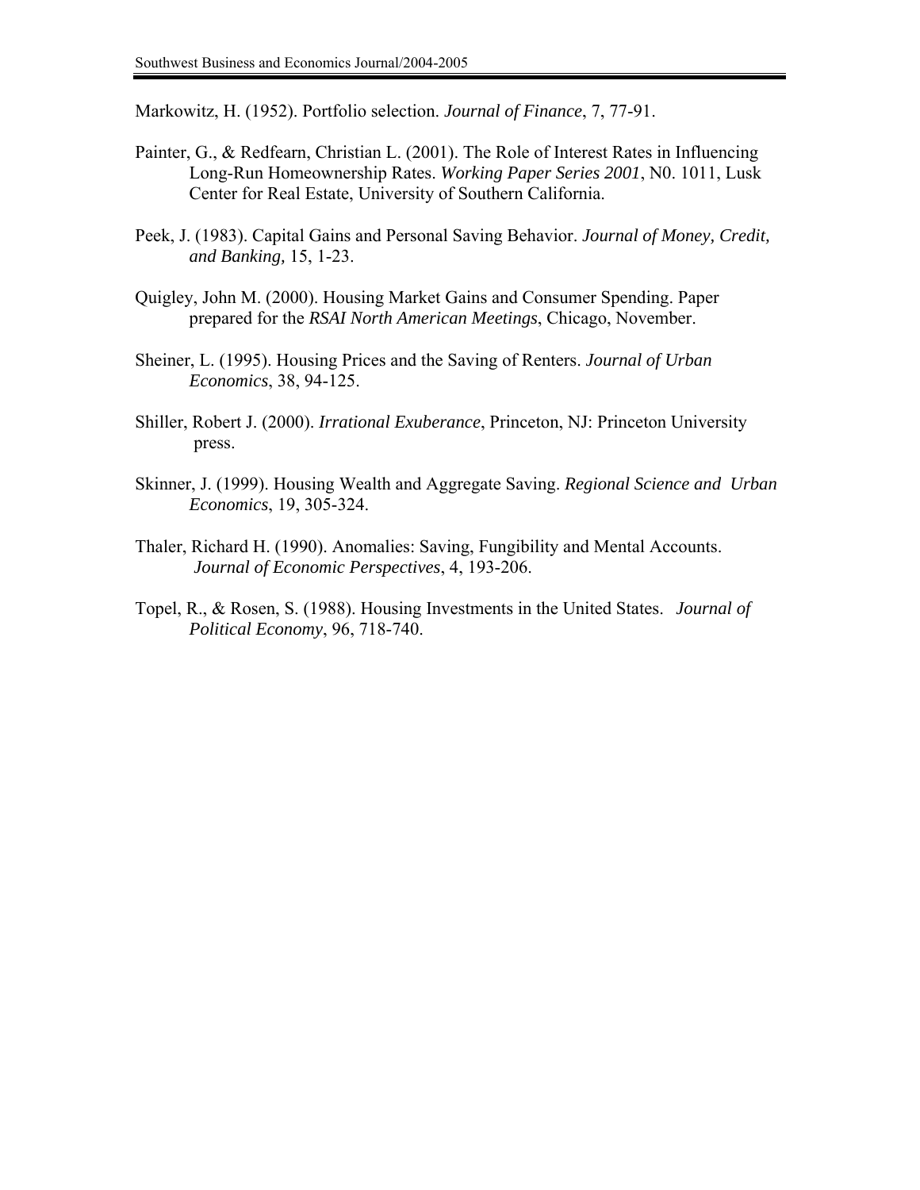Markowitz, H. (1952). Portfolio selection. *Journal of Finance*, 7, 77-91.

Painter, G., & Redfearn, Christian L. (2001). The Role of Interest Rates in Influencing Long-Run Homeownership Rates. *Working Paper Series 2001*, N0. 1011, Lusk Center for Real Estate, University of Southern California.

Peek, J. (1983). Capital Gains and Personal Saving Behavior. *Journal of Money, Credit, and Banking,* 15, 1-23.

Quigley, John M. (2000). Housing Market Gains and Consumer Spending. Paper prepared for the *RSAI North American Meetings*, Chicago, November.

Sheiner, L. (1995). Housing Prices and the Saving of Renters. *Journal of Urban Economics*, 38, 94-125.

Shiller, Robert J. (2000). *Irrational Exuberance*, Princeton, NJ: Princeton University press.

Skinner, J. (1999). Housing Wealth and Aggregate Saving. *Regional Science and Urban Economics*, 19, 305-324.

Thaler, Richard H. (1990). Anomalies: Saving, Fungibility and Mental Accounts. *Journal of Economic Perspectives*, 4, 193-206.

Topel, R., & Rosen, S. (1988). Housing Investments in the United States. *Journal of Political Economy*, 96, 718-740.